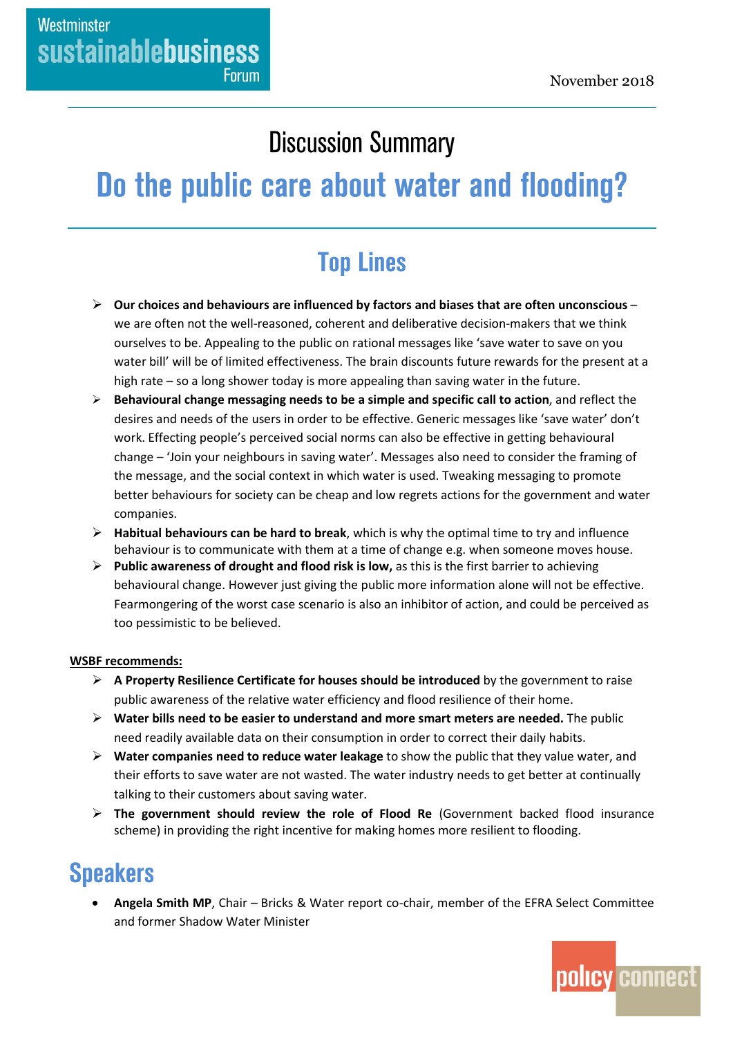Westminster **sustainablebusiness** Forum

November 2018

# Discussion Summary

# Do the public care about water and flooding?

## Top Lines

- **Our choices and behaviours are influenced by factors and biases that are often unconscious** – we are often not the well-reasoned, coherent and deliberative decision-makers that we think ourselves to be. Appealing to the public on rational messages like 'save water to save on you water bill' will be of limited effectiveness. The brain discounts future rewards for the present at a high rate – so a long shower today is more appealing than saving water in the future.
- **Behavioural change messaging needs to be a simple and specific call to action**, and reflect the desires and needs of the users in order to be effective. Generic messages like 'save water' don't work. Effecting people's perceived social norms can also be effective in getting behavioural change – 'Join your neighbours in saving water'. Messages also need to consider the framing of the message, and the social context in which water is used. Tweaking messaging to promote better behaviours for society can be cheap and low regrets actions for the government and water companies.
- **Habitual behaviours can be hard to break**, which is why the optimal time to try and influence behaviour is to communicate with them at a time of change e.g. when someone moves house.
- **Public awareness of drought and flood risk is low,** as this is the first barrier to achieving behavioural change. However just giving the public more information alone will not be effective. Fearmongering of the worst case scenario is also an inhibitor of action, and could be perceived as too pessimistic to be believed.

**WSBF recommends:**

- **A Property Resilience Certificate for houses should be introduced** by the government to raise public awareness of the relative water efficiency and flood resilience of their home.
- **Water bills need to be easier to understand and more smart meters are needed.** The public need readily available data on their consumption in order to correct their daily habits.
- **Water companies need to reduce water leakage** to show the public that they value water, and their efforts to save water are not wasted. The water industry needs to get better at continually talking to their customers about saving water.
- **The government should review the role of Flood Re** (Government backed flood insurance scheme) in providing the right incentive for making homes more resilient to flooding.

## Speakers

- **Angela Smith MP**, Chair – Bricks & Water report co-chair, member of the EFRA Select Committee and former Shadow Water Minister

policy connect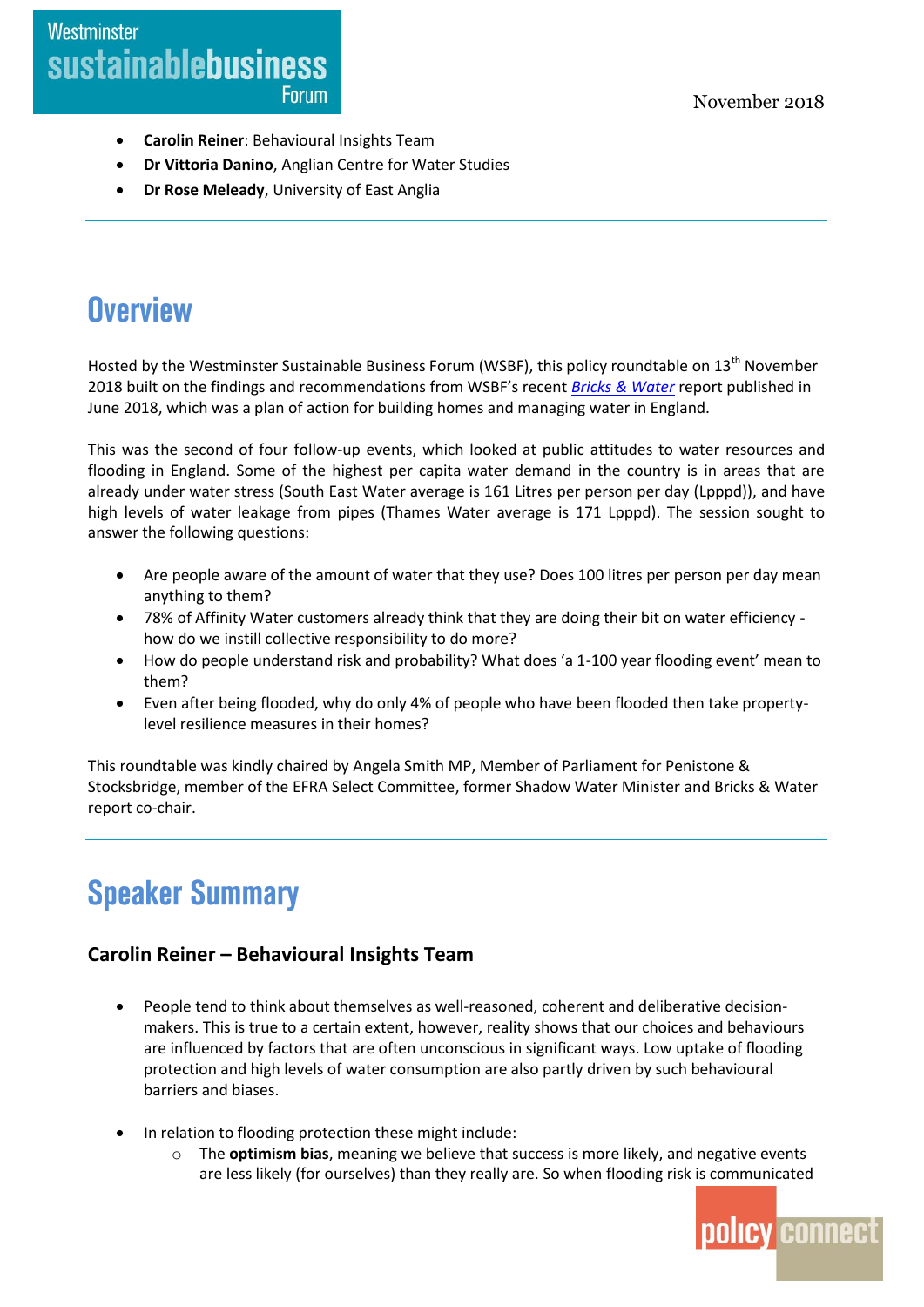- **Carolin Reiner**: Behavioural Insights Team
- **Dr Vittoria Danino**, Anglian Centre for Water Studies
- **Dr Rose Meleady**, University of East Anglia

# Overview

Hosted by the Westminster Sustainable Business Forum (WSBF), this policy roundtable on 13th November 2018 built on the findings and recommendations from WSBF's recent *Bricks & Water* report published in June 2018, which was a plan of action for building homes and managing water in England.

This was the second of four follow-up events, which looked at public attitudes to water resources and flooding in England. Some of the highest per capita water demand in the country is in areas that are already under water stress (South East Water average is 161 Litres per person per day (Lpppd)), and have high levels of water leakage from pipes (Thames Water average is 171 Lpppd). The session sought to answer the following questions:

- Are people aware of the amount of water that they use? Does 100 litres per person per day mean anything to them?
- 78% of Affinity Water customers already think that they are doing their bit on water efficiency - how do we instill collective responsibility to do more?
- How do people understand risk and probability? What does 'a 1-100 year flooding event' mean to them?
- Even after being flooded, why do only 4% of people who have been flooded then take property-level resilience measures in their homes?

This roundtable was kindly chaired by Angela Smith MP, Member of Parliament for Penistone & Stocksbridge, member of the EFRA Select Committee, former Shadow Water Minister and Bricks & Water report co-chair.

# Speaker Summary

### Carolin Reiner – Behavioural Insights Team

- People tend to think about themselves as well-reasoned, coherent and deliberative decision-makers. This is true to a certain extent, however, reality shows that our choices and behaviours are influenced by factors that are often unconscious in significant ways. Low uptake of flooding protection and high levels of water consumption are also partly driven by such behavioural barriers and biases.

- In relation to flooding protection these might include:
    - The **optimism bias**, meaning we believe that success is more likely, and negative events are less likely (for ourselves) than they really are. So when flooding risk is communicated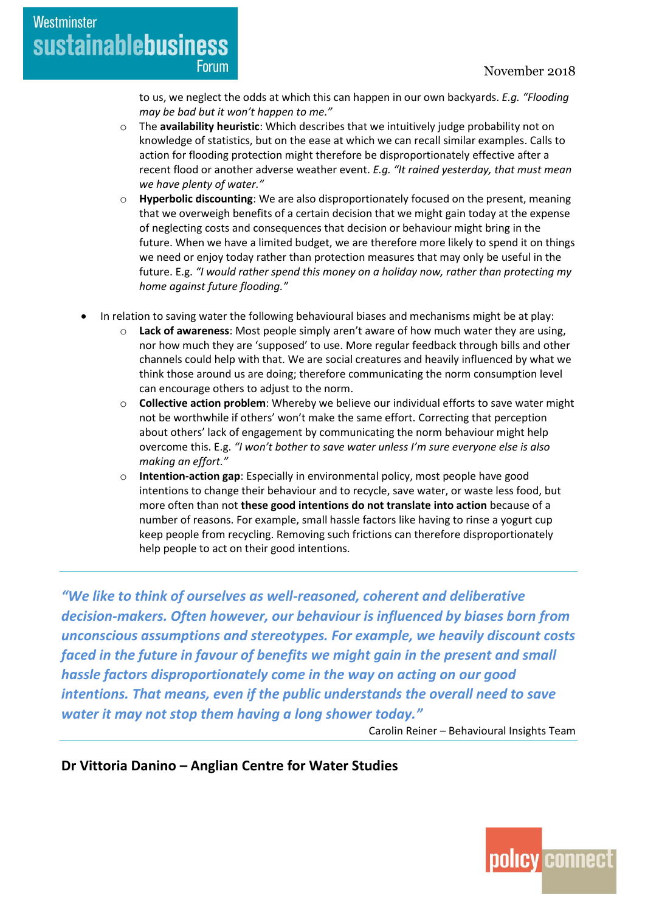to us, we neglect the odds at which this can happen in our own backyards. *E.g. "Flooding may be bad but it won't happen to me."*

  - The **availability heuristic**: Which describes that we intuitively judge probability not on knowledge of statistics, but on the ease at which we can recall similar examples. Calls to action for flooding protection might therefore be disproportionately effective after a recent flood or another adverse weather event. *E.g. "It rained yesterday, that must mean we have plenty of water."*
  - **Hyperbolic discounting**: We are also disproportionately focused on the present, meaning that we overweigh benefits of a certain decision that we might gain today at the expense of neglecting costs and consequences that decision or behaviour might bring in the future. When we have a limited budget, we are therefore more likely to spend it on things we need or enjoy today rather than protection measures that may only be useful in the future. E.g. *"I would rather spend this money on a holiday now, rather than protecting my home against future flooding."*

- In relation to saving water the following behavioural biases and mechanisms might be at play:
  - **Lack of awareness**: Most people simply aren't aware of how much water they are using, nor how much they are 'supposed' to use. More regular feedback through bills and other channels could help with that. We are social creatures and heavily influenced by what we think those around us are doing; therefore communicating the norm consumption level can encourage others to adjust to the norm.
  - **Collective action problem**: Whereby we believe our individual efforts to save water might not be worthwhile if others' won't make the same effort. Correcting that perception about others' lack of engagement by communicating the norm behaviour might help overcome this. E.g. *"I won't bother to save water unless I'm sure everyone else is also making an effort."*
  - **Intention-action gap**: Especially in environmental policy, most people have good intentions to change their behaviour and to recycle, save water, or waste less food, but more often than not **these good intentions do not translate into action** because of a number of reasons. For example, small hassle factors like having to rinse a yogurt cup keep people from recycling. Removing such frictions can therefore disproportionately help people to act on their good intentions.

---

***"We like to think of ourselves as well-reasoned, coherent and deliberative decision-makers. Often however, our behaviour is influenced by biases born from unconscious assumptions and stereotypes. For example, we heavily discount costs faced in the future in favour of benefits we might gain in the present and small hassle factors disproportionately come in the way on acting on our good intentions. That means, even if the public understands the overall need to save water it may not stop them having a long shower today."***

Carolin Reiner – Behavioural Insights Team

---

## Dr Vittoria Danino – Anglian Centre for Water Studies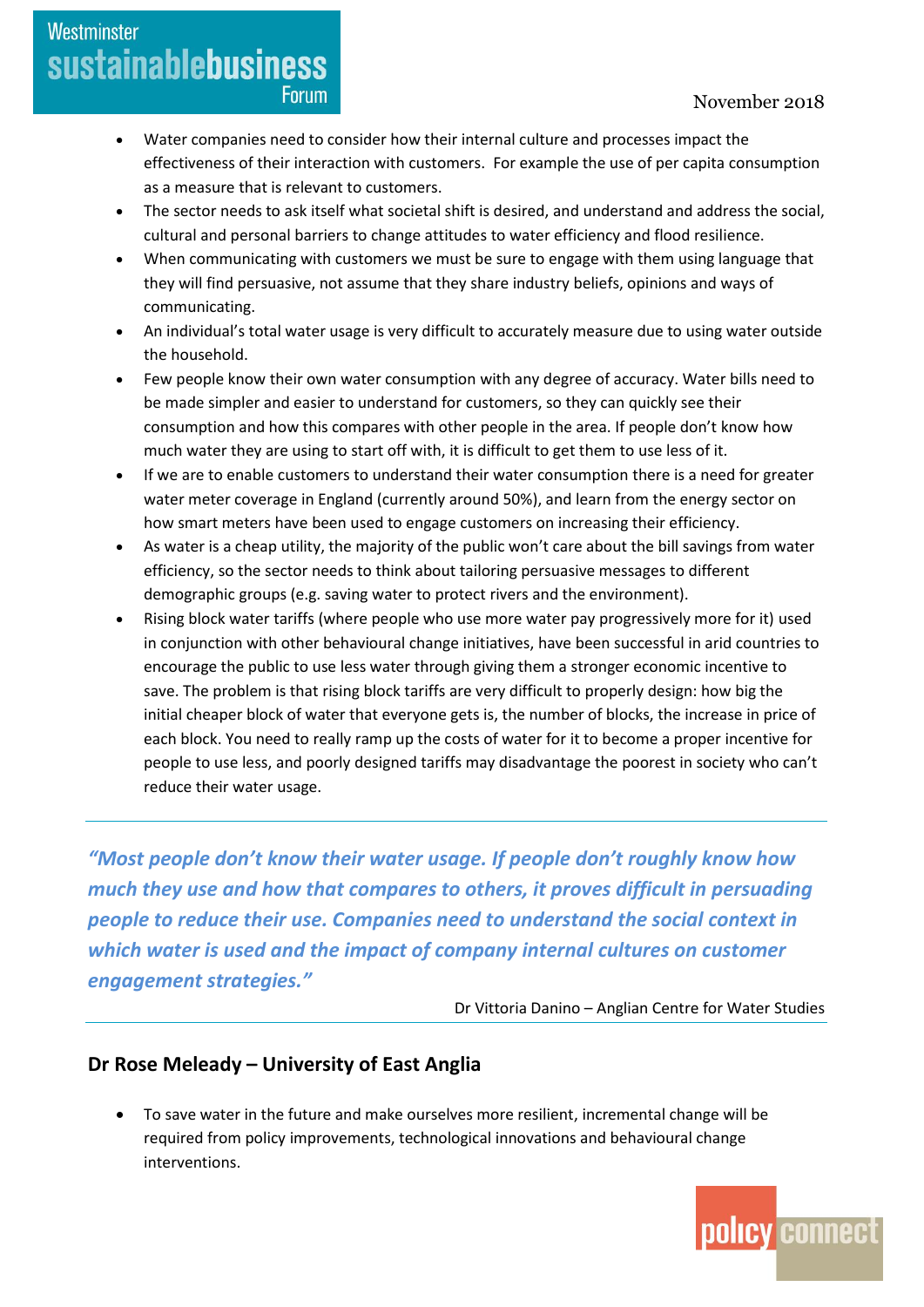- Water companies need to consider how their internal culture and processes impact the effectiveness of their interaction with customers. For example the use of per capita consumption as a measure that is relevant to customers.
- The sector needs to ask itself what societal shift is desired, and understand and address the social, cultural and personal barriers to change attitudes to water efficiency and flood resilience.
- When communicating with customers we must be sure to engage with them using language that they will find persuasive, not assume that they share industry beliefs, opinions and ways of communicating.
- An individual's total water usage is very difficult to accurately measure due to using water outside the household.
- Few people know their own water consumption with any degree of accuracy. Water bills need to be made simpler and easier to understand for customers, so they can quickly see their consumption and how this compares with other people in the area. If people don't know how much water they are using to start off with, it is difficult to get them to use less of it.
- If we are to enable customers to understand their water consumption there is a need for greater water meter coverage in England (currently around 50%), and learn from the energy sector on how smart meters have been used to engage customers on increasing their efficiency.
- As water is a cheap utility, the majority of the public won't care about the bill savings from water efficiency, so the sector needs to think about tailoring persuasive messages to different demographic groups (e.g. saving water to protect rivers and the environment).
- Rising block water tariffs (where people who use more water pay progressively more for it) used in conjunction with other behavioural change initiatives, have been successful in arid countries to encourage the public to use less water through giving them a stronger economic incentive to save. The problem is that rising block tariffs are very difficult to properly design: how big the initial cheaper block of water that everyone gets is, the number of blocks, the increase in price of each block. You need to really ramp up the costs of water for it to become a proper incentive for people to use less, and poorly designed tariffs may disadvantage the poorest in society who can't reduce their water usage.

---

***"Most people don't know their water usage. If people don't roughly know how much they use and how that compares to others, it proves difficult in persuading people to reduce their use. Companies need to understand the social context in which water is used and the impact of company internal cultures on customer engagement strategies."***

Dr Vittoria Danino – Anglian Centre for Water Studies

---

## Dr Rose Meleady – University of East Anglia

- To save water in the future and make ourselves more resilient, incremental change will be required from policy improvements, technological innovations and behavioural change interventions.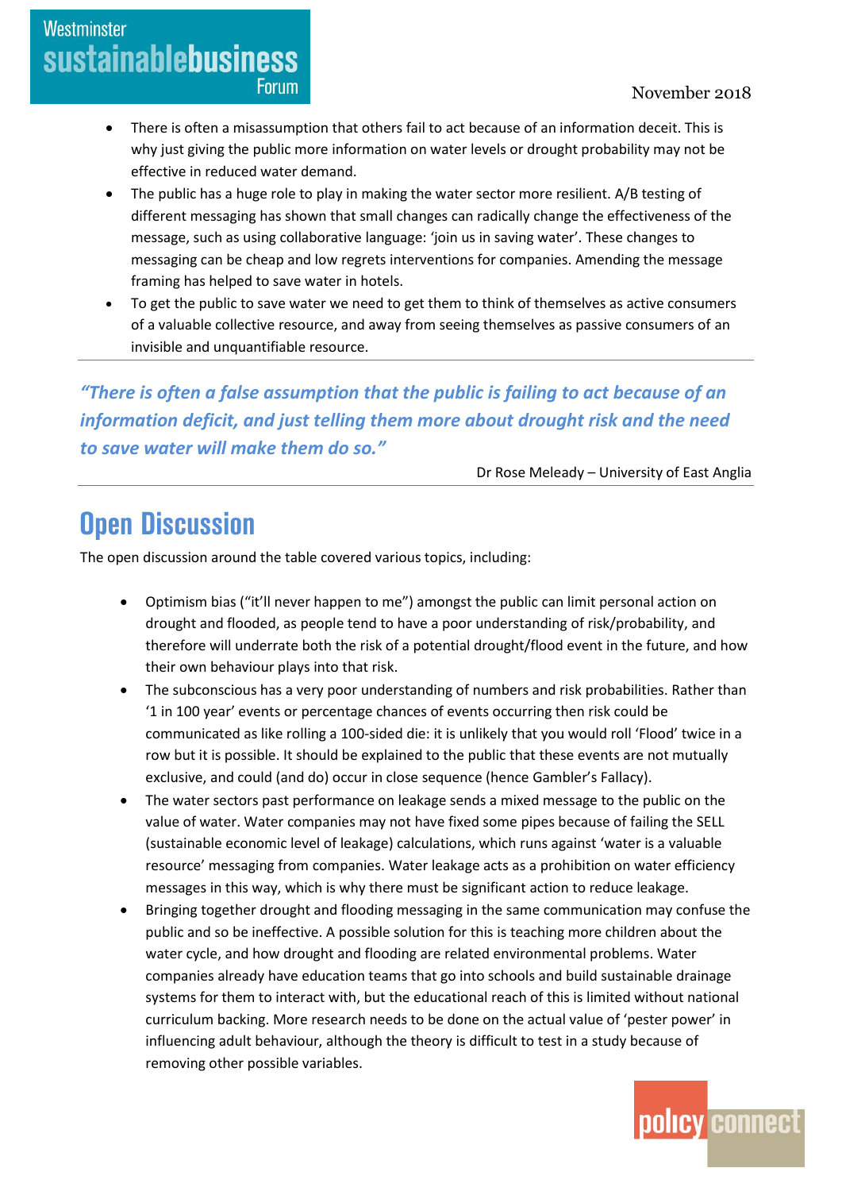- There is often a misassumption that others fail to act because of an information deceit. This is why just giving the public more information on water levels or drought probability may not be effective in reduced water demand.
- The public has a huge role to play in making the water sector more resilient. A/B testing of different messaging has shown that small changes can radically change the effectiveness of the message, such as using collaborative language: 'join us in saving water'. These changes to messaging can be cheap and low regrets interventions for companies. Amending the message framing has helped to save water in hotels.
- To get the public to save water we need to get them to think of themselves as active consumers of a valuable collective resource, and away from seeing themselves as passive consumers of an invisible and unquantifiable resource.

---

*"There is often a false assumption that the public is failing to act because of an information deficit, and just telling them more about drought risk and the need to save water will make them do so."*

Dr Rose Meleady – University of East Anglia

---

# Open Discussion

The open discussion around the table covered various topics, including:

- Optimism bias ("it'll never happen to me") amongst the public can limit personal action on drought and flooded, as people tend to have a poor understanding of risk/probability, and therefore will underrate both the risk of a potential drought/flood event in the future, and how their own behaviour plays into that risk.
- The subconscious has a very poor understanding of numbers and risk probabilities. Rather than '1 in 100 year' events or percentage chances of events occurring then risk could be communicated as like rolling a 100-sided die: it is unlikely that you would roll 'Flood' twice in a row but it is possible. It should be explained to the public that these events are not mutually exclusive, and could (and do) occur in close sequence (hence Gambler's Fallacy).
- The water sectors past performance on leakage sends a mixed message to the public on the value of water. Water companies may not have fixed some pipes because of failing the SELL (sustainable economic level of leakage) calculations, which runs against 'water is a valuable resource' messaging from companies. Water leakage acts as a prohibition on water efficiency messages in this way, which is why there must be significant action to reduce leakage.
- Bringing together drought and flooding messaging in the same communication may confuse the public and so be ineffective. A possible solution for this is teaching more children about the water cycle, and how drought and flooding are related environmental problems. Water companies already have education teams that go into schools and build sustainable drainage systems for them to interact with, but the educational reach of this is limited without national curriculum backing. More research needs to be done on the actual value of 'pester power' in influencing adult behaviour, although the theory is difficult to test in a study because of removing other possible variables.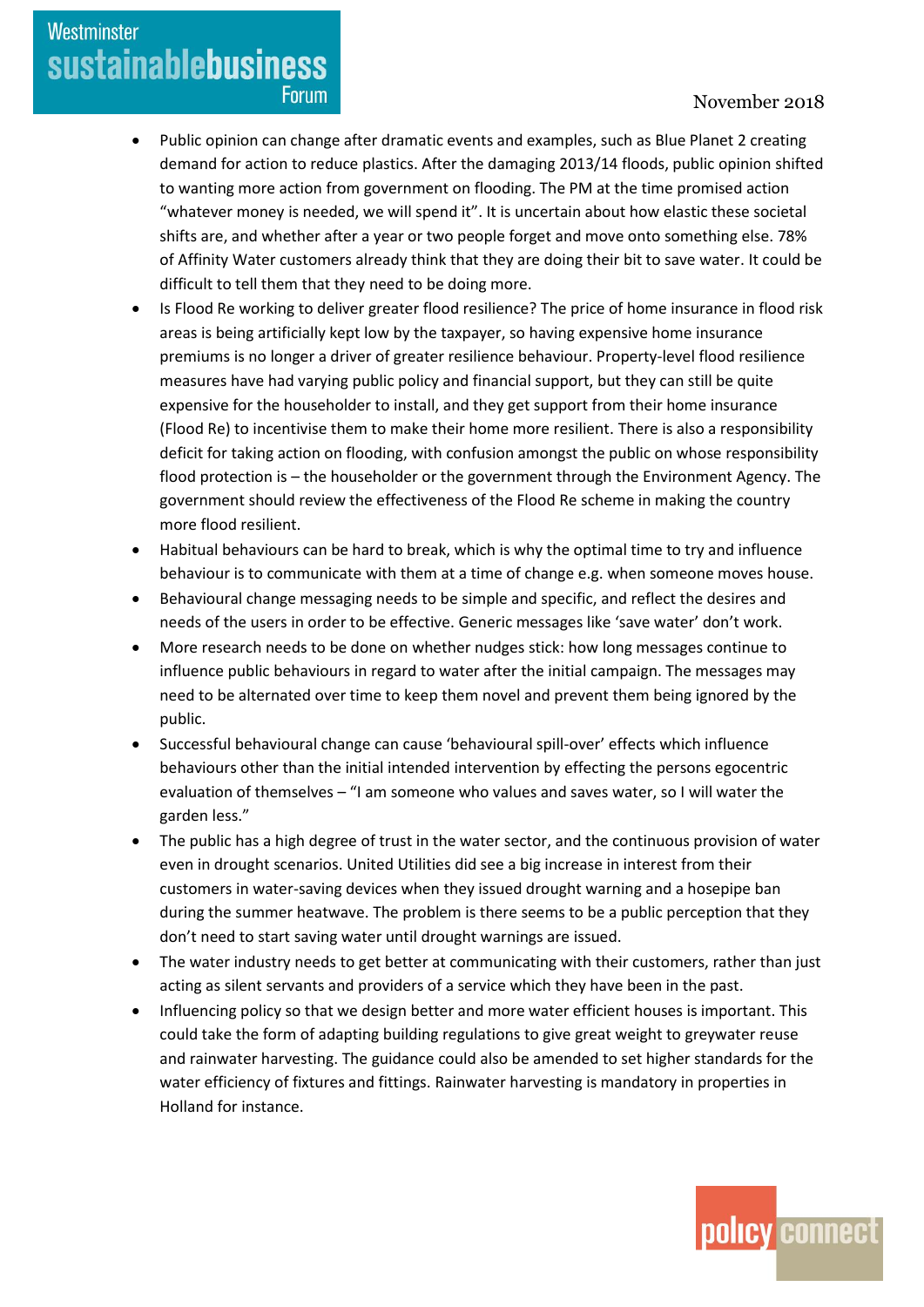- Public opinion can change after dramatic events and examples, such as Blue Planet 2 creating demand for action to reduce plastics. After the damaging 2013/14 floods, public opinion shifted to wanting more action from government on flooding. The PM at the time promised action “whatever money is needed, we will spend it”. It is uncertain about how elastic these societal shifts are, and whether after a year or two people forget and move onto something else. 78% of Affinity Water customers already think that they are doing their bit to save water. It could be difficult to tell them that they need to be doing more.
- Is Flood Re working to deliver greater flood resilience? The price of home insurance in flood risk areas is being artificially kept low by the taxpayer, so having expensive home insurance premiums is no longer a driver of greater resilience behaviour. Property-level flood resilience measures have had varying public policy and financial support, but they can still be quite expensive for the householder to install, and they get support from their home insurance (Flood Re) to incentivise them to make their home more resilient. There is also a responsibility deficit for taking action on flooding, with confusion amongst the public on whose responsibility flood protection is – the householder or the government through the Environment Agency. The government should review the effectiveness of the Flood Re scheme in making the country more flood resilient.
- Habitual behaviours can be hard to break, which is why the optimal time to try and influence behaviour is to communicate with them at a time of change e.g. when someone moves house.
- Behavioural change messaging needs to be simple and specific, and reflect the desires and needs of the users in order to be effective. Generic messages like ‘save water’ don’t work.
- More research needs to be done on whether nudges stick: how long messages continue to influence public behaviours in regard to water after the initial campaign. The messages may need to be alternated over time to keep them novel and prevent them being ignored by the public.
- Successful behavioural change can cause ‘behavioural spill-over’ effects which influence behaviours other than the initial intended intervention by effecting the persons egocentric evaluation of themselves – “I am someone who values and saves water, so I will water the garden less.”
- The public has a high degree of trust in the water sector, and the continuous provision of water even in drought scenarios. United Utilities did see a big increase in interest from their customers in water-saving devices when they issued drought warning and a hosepipe ban during the summer heatwave. The problem is there seems to be a public perception that they don’t need to start saving water until drought warnings are issued.
- The water industry needs to get better at communicating with their customers, rather than just acting as silent servants and providers of a service which they have been in the past.
- Influencing policy so that we design better and more water efficient houses is important. This could take the form of adapting building regulations to give great weight to greywater reuse and rainwater harvesting. The guidance could also be amended to set higher standards for the water efficiency of fixtures and fittings. Rainwater harvesting is mandatory in properties in Holland for instance.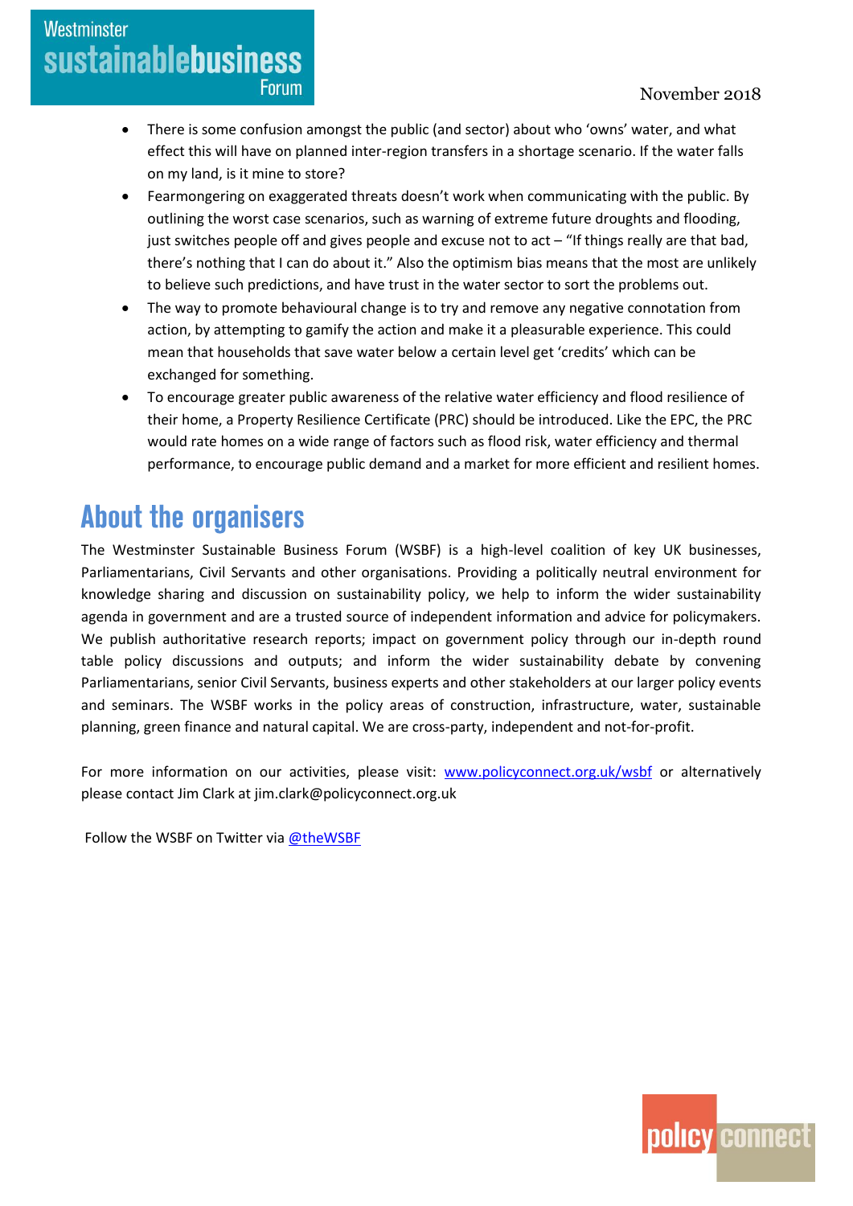- There is some confusion amongst the public (and sector) about who 'owns' water, and what effect this will have on planned inter-region transfers in a shortage scenario. If the water falls on my land, is it mine to store?
- Fearmongering on exaggerated threats doesn't work when communicating with the public. By outlining the worst case scenarios, such as warning of extreme future droughts and flooding, just switches people off and gives people and excuse not to act – "If things really are that bad, there's nothing that I can do about it." Also the optimism bias means that the most are unlikely to believe such predictions, and have trust in the water sector to sort the problems out.
- The way to promote behavioural change is to try and remove any negative connotation from action, by attempting to gamify the action and make it a pleasurable experience. This could mean that households that save water below a certain level get 'credits' which can be exchanged for something.
- To encourage greater public awareness of the relative water efficiency and flood resilience of their home, a Property Resilience Certificate (PRC) should be introduced. Like the EPC, the PRC would rate homes on a wide range of factors such as flood risk, water efficiency and thermal performance, to encourage public demand and a market for more efficient and resilient homes.

# About the organisers

The Westminster Sustainable Business Forum (WSBF) is a high-level coalition of key UK businesses, Parliamentarians, Civil Servants and other organisations. Providing a politically neutral environment for knowledge sharing and discussion on sustainability policy, we help to inform the wider sustainability agenda in government and are a trusted source of independent information and advice for policymakers. We publish authoritative research reports; impact on government policy through our in-depth round table policy discussions and outputs; and inform the wider sustainability debate by convening Parliamentarians, senior Civil Servants, business experts and other stakeholders at our larger policy events and seminars. The WSBF works in the policy areas of construction, infrastructure, water, sustainable planning, green finance and natural capital. We are cross-party, independent and not-for-profit.

For more information on our activities, please visit: www.policyconnect.org.uk/wsbf or alternatively please contact Jim Clark at jim.clark@policyconnect.org.uk

Follow the WSBF on Twitter via @theWSBF